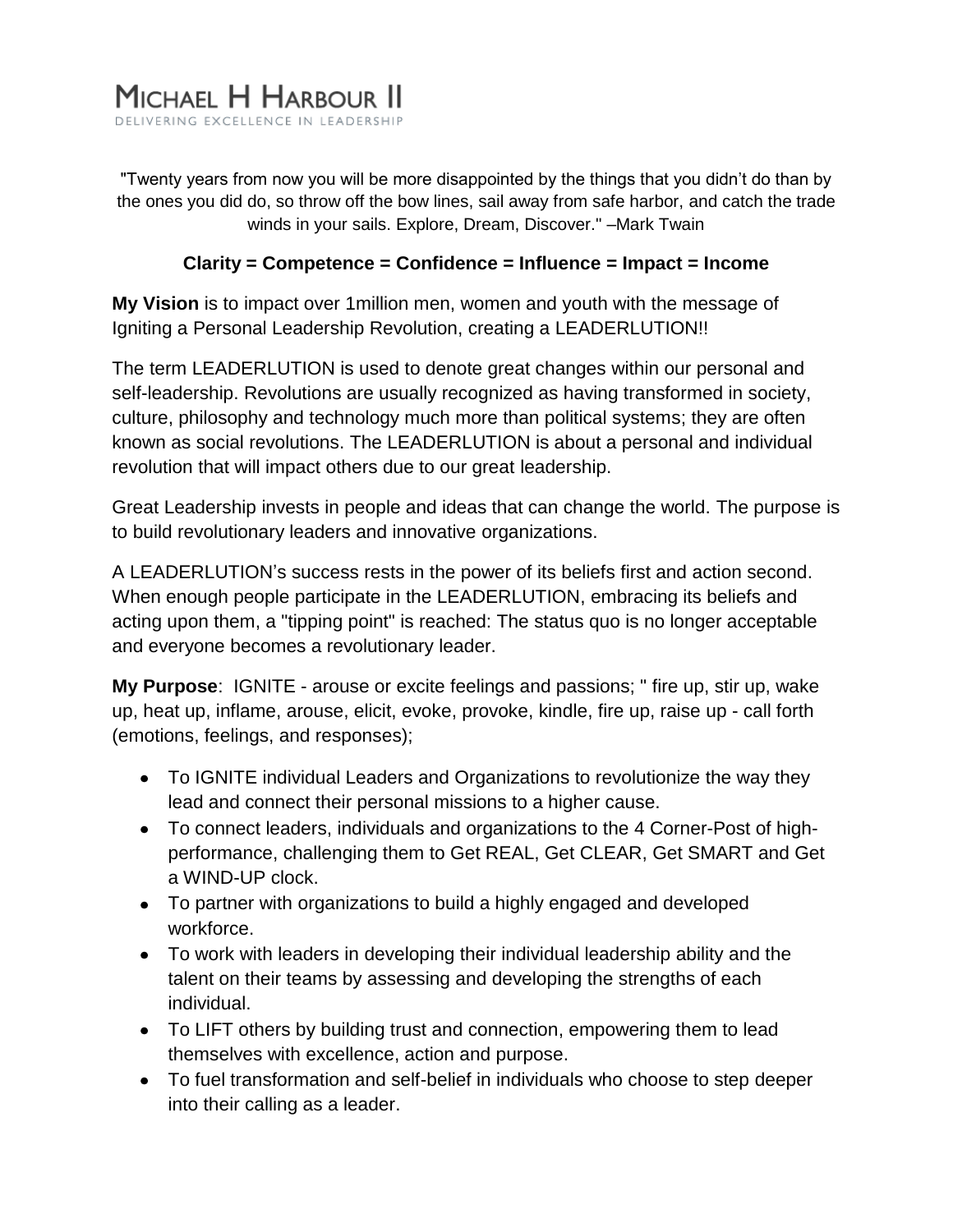# MICHAEL H HARBOUR II

DELIVERING EXCELLENCE IN LEADERSHIP

"Twenty years from now you will be more disappointed by the things that you didn't do than by the ones you did do, so throw off the bow lines, sail away from safe harbor, and catch the trade winds in your sails. Explore, Dream, Discover." –Mark Twain

**Clarity = Competence = Confidence = Influence = Impact = Income**

**My Vision** is to impact over 1million men, women and youth with the message of Igniting a Personal Leadership Revolution, creating a LEADERLUTION!!

The term LEADERLUTION is used to denote great changes within our personal and self-leadership. Revolutions are usually recognized as having transformed in society, culture, philosophy and technology much more than political systems; they are often known as social revolutions. The LEADERLUTION is about a personal and individual revolution that will impact others due to our great leadership.

Great Leadership invests in people and ideas that can change the world. The purpose is to build revolutionary leaders and innovative organizations.

A LEADERLUTION's success rests in the power of its beliefs first and action second. When enough people participate in the LEADERLUTION, embracing its beliefs and acting upon them, a "tipping point" is reached: The status quo is no longer acceptable and everyone becomes a revolutionary leader.

**My Purpose**: IGNITE - arouse or excite feelings and passions; " fire up, stir up, wake up, heat up, inflame, arouse, elicit, evoke, provoke, kindle, fire up, raise up - call forth (emotions, feelings, and responses);

- To IGNITE individual Leaders and Organizations to revolutionize the way they lead and connect their personal missions to a higher cause.
- To connect leaders, individuals and organizations to the 4 Corner-Post of high-performance, challenging them to Get REAL, Get CLEAR, Get SMART and Get a WIND-UP clock.
- To partner with organizations to build a highly engaged and developed workforce.
- To work with leaders in developing their individual leadership ability and the talent on their teams by assessing and developing the strengths of each individual.
- To LIFT others by building trust and connection, empowering them to lead themselves with excellence, action and purpose.
- To fuel transformation and self-belief in individuals who choose to step deeper into their calling as a leader.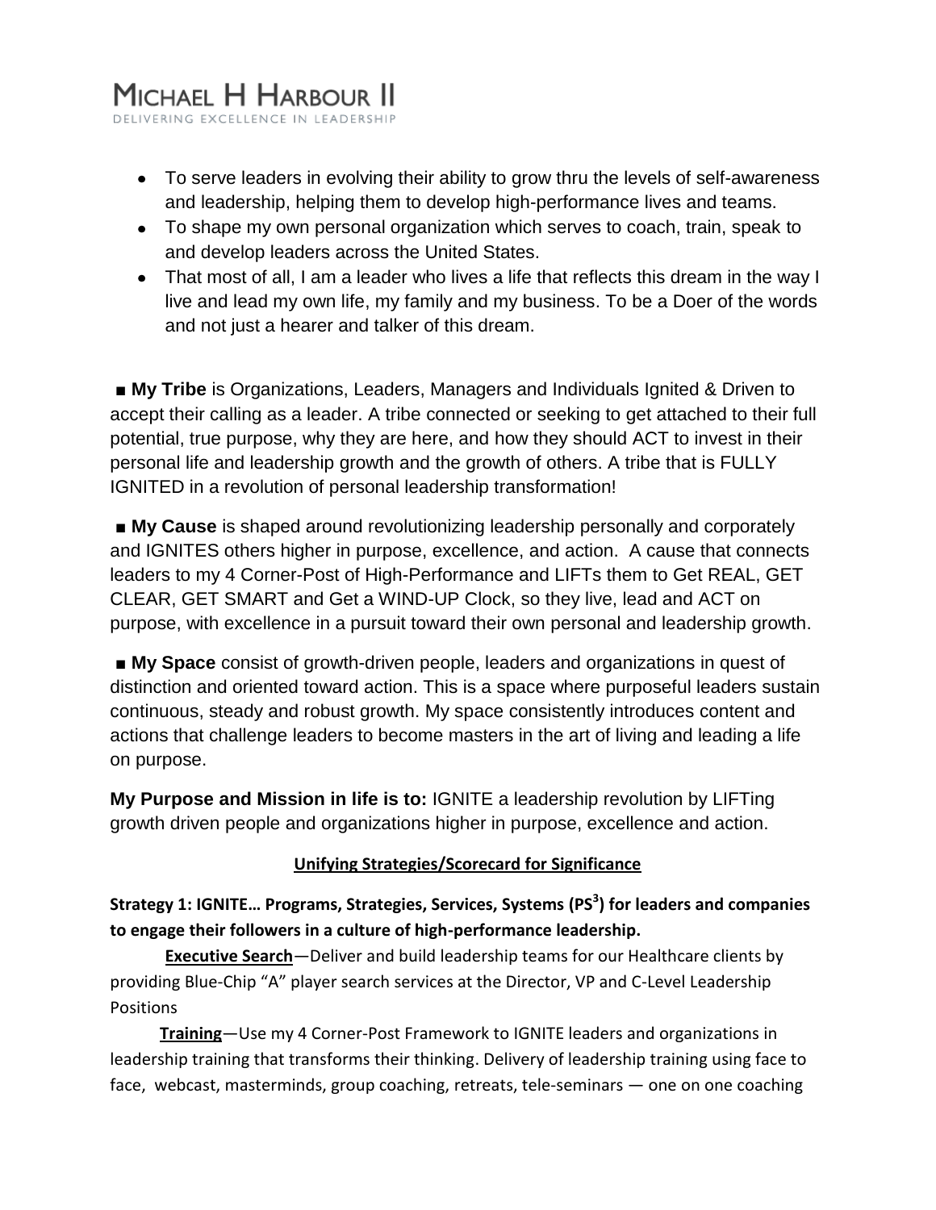- To serve leaders in evolving their ability to grow thru the levels of self-awareness and leadership, helping them to develop high-performance lives and teams.
- To shape my own personal organization which serves to coach, train, speak to and develop leaders across the United States.
- That most of all, I am a leader who lives a life that reflects this dream in the way I live and lead my own life, my family and my business. To be a Doer of the words and not just a hearer and talker of this dream.

■ **My Tribe** is Organizations, Leaders, Managers and Individuals Ignited & Driven to accept their calling as a leader. A tribe connected or seeking to get attached to their full potential, true purpose, why they are here, and how they should ACT to invest in their personal life and leadership growth and the growth of others. A tribe that is FULLY IGNITED in a revolution of personal leadership transformation!

■ **My Cause** is shaped around revolutionizing leadership personally and corporately and IGNITES others higher in purpose, excellence, and action. A cause that connects leaders to my 4 Corner-Post of High-Performance and LIFTs them to Get REAL, GET CLEAR, GET SMART and Get a WIND-UP Clock, so they live, lead and ACT on purpose, with excellence in a pursuit toward their own personal and leadership growth.

■ **My Space** consist of growth-driven people, leaders and organizations in quest of distinction and oriented toward action. This is a space where purposeful leaders sustain continuous, steady and robust growth. My space consistently introduces content and actions that challenge leaders to become masters in the art of living and leading a life on purpose.

**My Purpose and Mission in life is to:** IGNITE a leadership revolution by LIFTing growth driven people and organizations higher in purpose, excellence and action.

## Unifying Strategies/Scorecard for Significance

**Strategy 1: IGNITE… Programs, Strategies, Services, Systems (PS$^3$) for leaders and companies to engage their followers in a culture of high-performance leadership.**

**Executive Search**—Deliver and build leadership teams for our Healthcare clients by providing Blue-Chip "A" player search services at the Director, VP and C-Level Leadership Positions

**Training**—Use my 4 Corner-Post Framework to IGNITE leaders and organizations in leadership training that transforms their thinking. Delivery of leadership training using face to face, webcast, masterminds, group coaching, retreats, tele-seminars — one on one coaching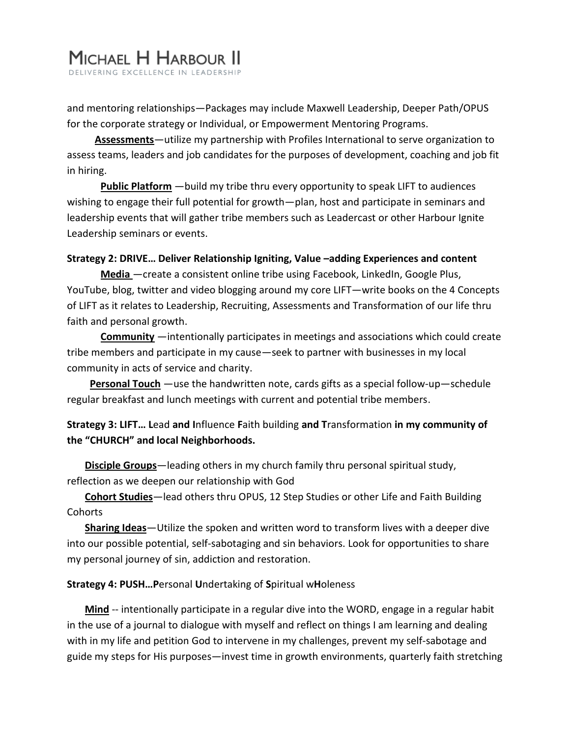and mentoring relationships—Packages may include Maxwell Leadership, Deeper Path/OPUS for the corporate strategy or Individual, or Empowerment Mentoring Programs.

**Assessments**—utilize my partnership with Profiles International to serve organization to assess teams, leaders and job candidates for the purposes of development, coaching and job fit in hiring.

**Public Platform** —build my tribe thru every opportunity to speak LIFT to audiences wishing to engage their full potential for growth—plan, host and participate in seminars and leadership events that will gather tribe members such as Leadercast or other Harbour Ignite Leadership seminars or events.

**Strategy 2: DRIVE… Deliver Relationship Igniting, Value –adding Experiences and content**

**Media** —create a consistent online tribe using Facebook, LinkedIn, Google Plus, YouTube, blog, twitter and video blogging around my core LIFT—write books on the 4 Concepts of LIFT as it relates to Leadership, Recruiting, Assessments and Transformation of our life thru faith and personal growth.

**Community** —intentionally participates in meetings and associations which could create tribe members and participate in my cause—seek to partner with businesses in my local community in acts of service and charity.

**Personal Touch** —use the handwritten note, cards gifts as a special follow-up—schedule regular breakfast and lunch meetings with current and potential tribe members.

**Strategy 3: LIFT… L**ead **and I**nfluence **F**aith building **and T**ransformation **in my community of the "CHURCH" and local Neighborhoods.**

**Disciple Groups**—leading others in my church family thru personal spiritual study, reflection as we deepen our relationship with God

**Cohort Studies**—lead others thru OPUS, 12 Step Studies or other Life and Faith Building Cohorts

**Sharing Ideas**—Utilize the spoken and written word to transform lives with a deeper dive into our possible potential, self-sabotaging and sin behaviors. Look for opportunities to share my personal journey of sin, addiction and restoration.

**Strategy 4: PUSH…P**ersonal **U**ndertaking of **S**piritual w**H**oleness

**Mind** -- intentionally participate in a regular dive into the WORD, engage in a regular habit in the use of a journal to dialogue with myself and reflect on things I am learning and dealing with in my life and petition God to intervene in my challenges, prevent my self-sabotage and guide my steps for His purposes—invest time in growth environments, quarterly faith stretching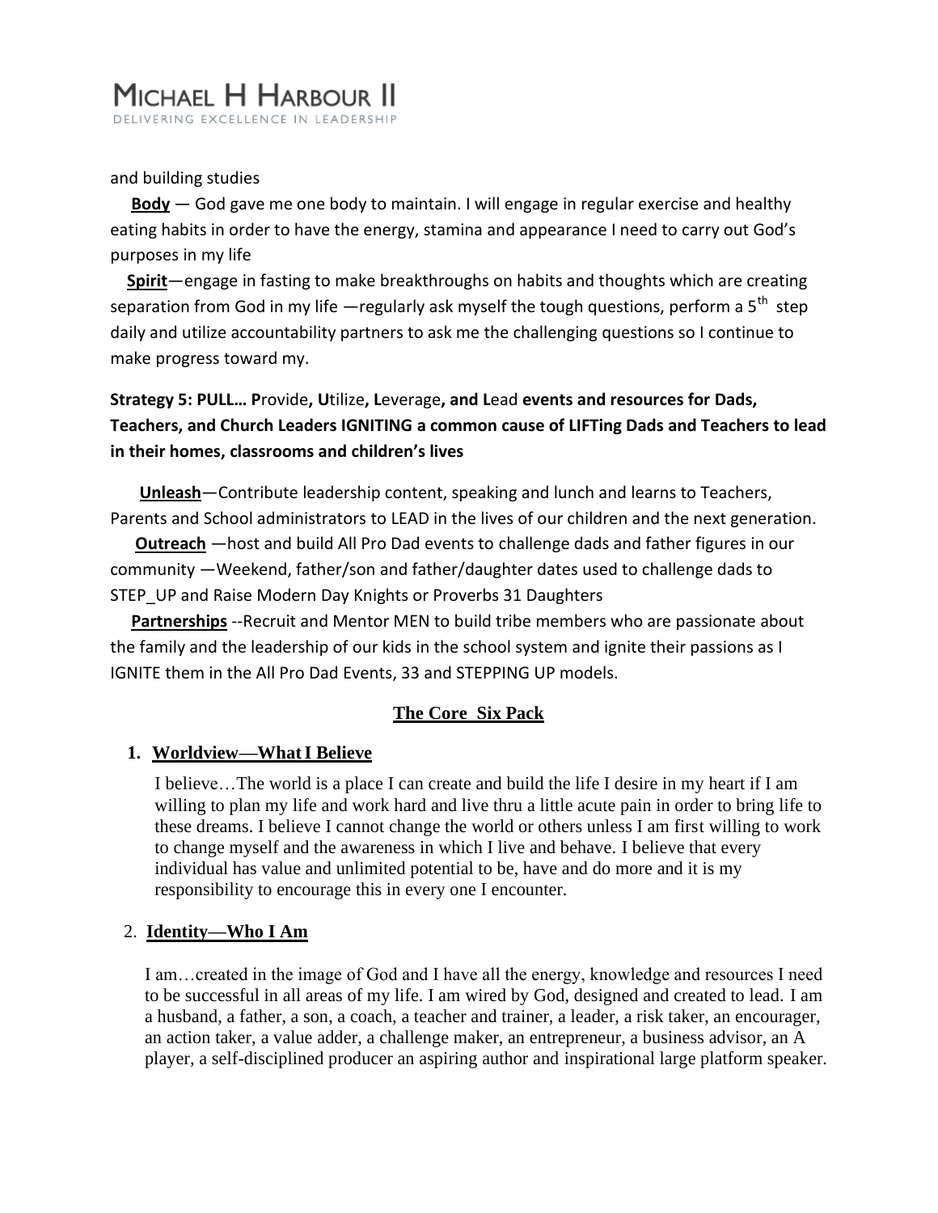and building studies

**<u>Body</u>** — God gave me one body to maintain. I will engage in regular exercise and healthy eating habits in order to have the energy, stamina and appearance I need to carry out God's purposes in my life

**<u>Spirit</u>**—engage in fasting to make breakthroughs on habits and thoughts which are creating separation from God in my life —regularly ask myself the tough questions, perform a 5th step daily and utilize accountability partners to ask me the challenging questions so I continue to make progress toward my.

**Strategy 5: PULL… P**rovide**, U**tilize**, L**everage**, and L**ead **events and resources for Dads, Teachers, and Church Leaders IGNITING a common cause of LIFTing Dads and Teachers to lead in their homes, classrooms and children's lives**

**<u>Unleash</u>**—Contribute leadership content, speaking and lunch and learns to Teachers, Parents and School administrators to LEAD in the lives of our children and the next generation.

**<u>Outreach</u>** —host and build All Pro Dad events to challenge dads and father figures in our community —Weekend, father/son and father/daughter dates used to challenge dads to STEP_UP and Raise Modern Day Knights or Proverbs 31 Daughters

**<u>Partnerships</u>** --Recruit and Mentor MEN to build tribe members who are passionate about the family and the leadership of our kids in the school system and ignite their passions as I IGNITE them in the All Pro Dad Events, 33 and STEPPING UP models.

## <u>The Core Six Pack</u>

### 1. <u>Worldview—What I Believe</u>

I believe…The world is a place I can create and build the life I desire in my heart if I am willing to plan my life and work hard and live thru a little acute pain in order to bring life to these dreams. I believe I cannot change the world or others unless I am first willing to work to change myself and the awareness in which I live and behave. I believe that every individual has value and unlimited potential to be, have and do more and it is my responsibility to encourage this in every one I encounter.

### 2. <u>Identity—Who I Am</u>

I am…created in the image of God and I have all the energy, knowledge and resources I need to be successful in all areas of my life. I am wired by God, designed and created to lead. I am a husband, a father, a son, a coach, a teacher and trainer, a leader, a risk taker, an encourager, an action taker, a value adder, a challenge maker, an entrepreneur, a business advisor, an A player, a self-disciplined producer an aspiring author and inspirational large platform speaker.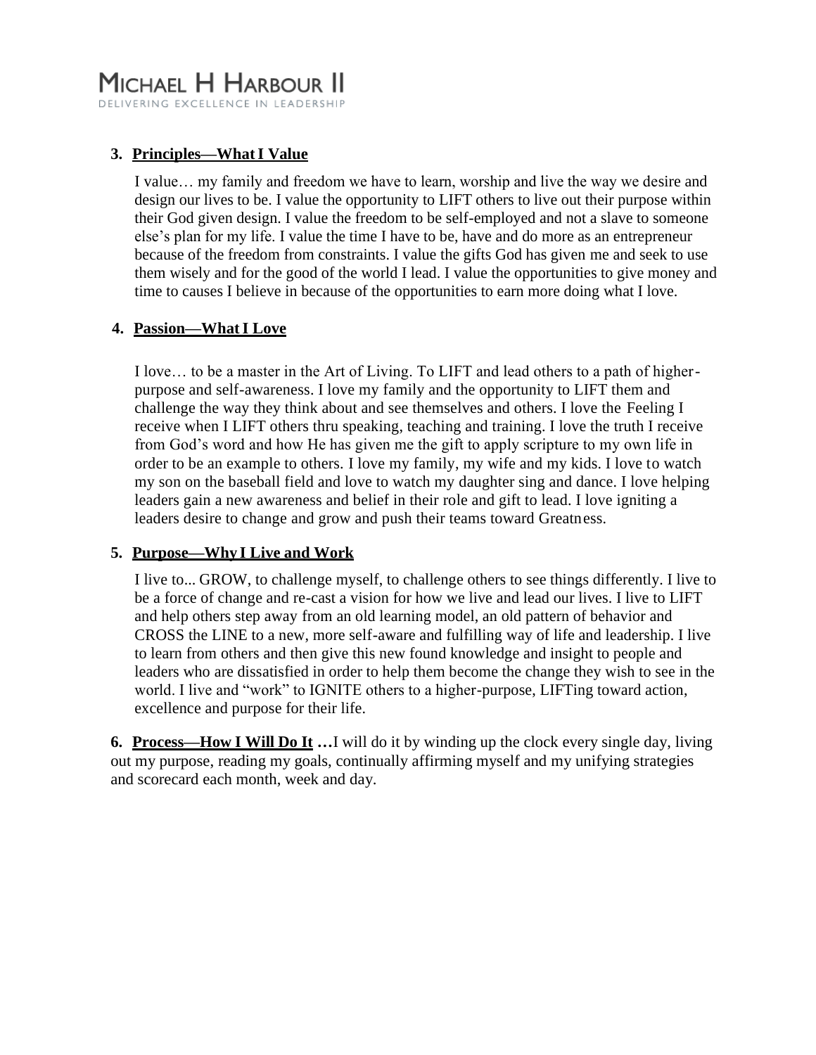3. **Principles—What I Value**

   I value… my family and freedom we have to learn, worship and live the way we desire and design our lives to be. I value the opportunity to LIFT others to live out their purpose within their God given design. I value the freedom to be self-employed and not a slave to someone else's plan for my life. I value the time I have to be, have and do more as an entrepreneur because of the freedom from constraints. I value the gifts God has given me and seek to use them wisely and for the good of the world I lead. I value the opportunities to give money and time to causes I believe in because of the opportunities to earn more doing what I love.

4. **Passion—What I Love**

   I love… to be a master in the Art of Living. To LIFT and lead others to a path of higher-purpose and self-awareness. I love my family and the opportunity to LIFT them and challenge the way they think about and see themselves and others. I love the Feeling I receive when I LIFT others thru speaking, teaching and training. I love the truth I receive from God's word and how He has given me the gift to apply scripture to my own life in order to be an example to others. I love my family, my wife and my kids. I love to watch my son on the baseball field and love to watch my daughter sing and dance. I love helping leaders gain a new awareness and belief in their role and gift to lead. I love igniting a leaders desire to change and grow and push their teams toward Greatness.

5. **Purpose—Why I Live and Work**

   I live to... GROW, to challenge myself, to challenge others to see things differently. I live to be a force of change and re-cast a vision for how we live and lead our lives. I live to LIFT and help others step away from an old learning model, an old pattern of behavior and CROSS the LINE to a new, more self-aware and fulfilling way of life and leadership. I live to learn from others and then give this new found knowledge and insight to people and leaders who are dissatisfied in order to help them become the change they wish to see in the world. I live and "work" to IGNITE others to a higher-purpose, LIFTing toward action, excellence and purpose for their life.

6. **Process—How I Will Do It …**I will do it by winding up the clock every single day, living out my purpose, reading my goals, continually affirming myself and my unifying strategies and scorecard each month, week and day.